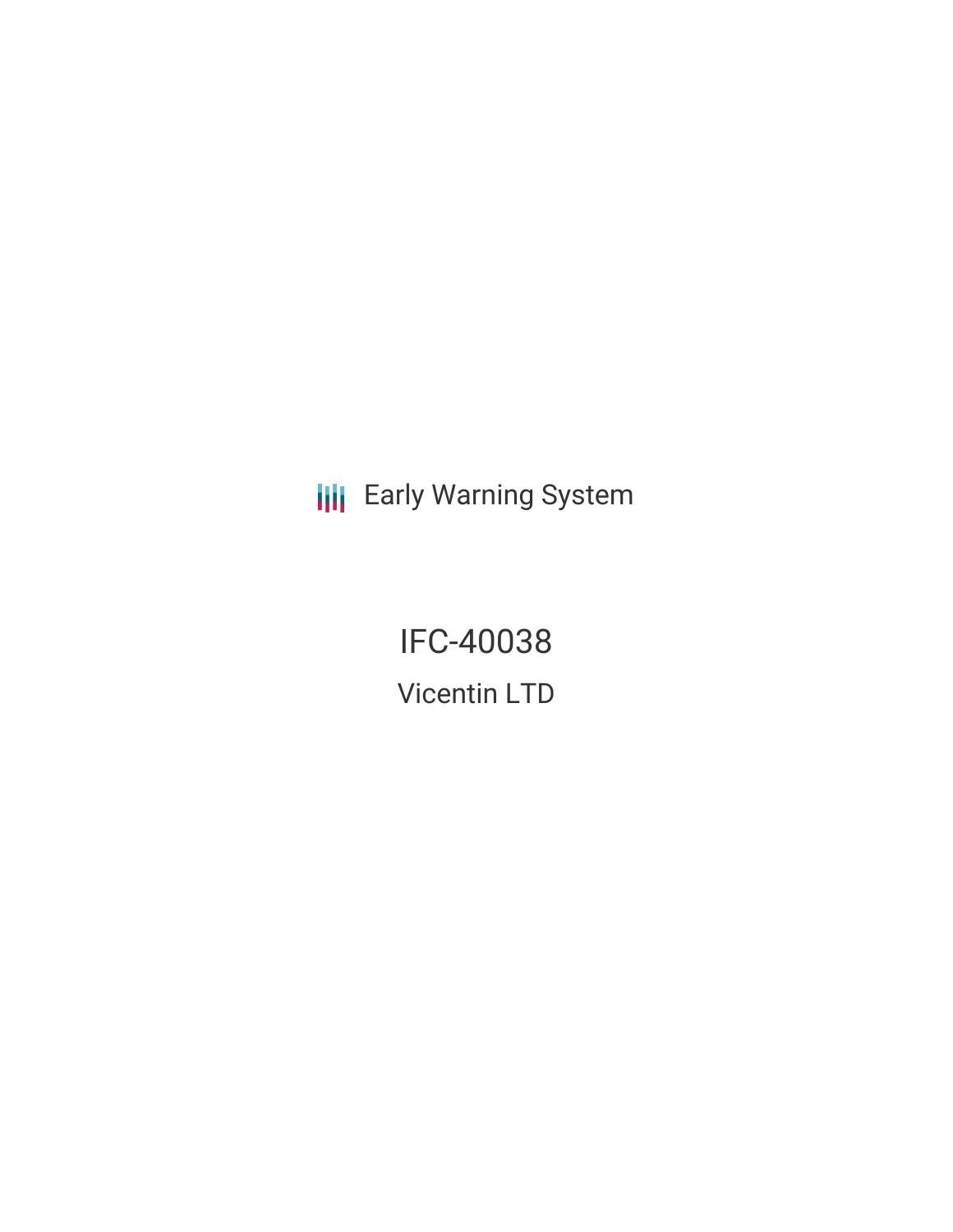Early Warning System

# IFC-40038

## Vicentin LTD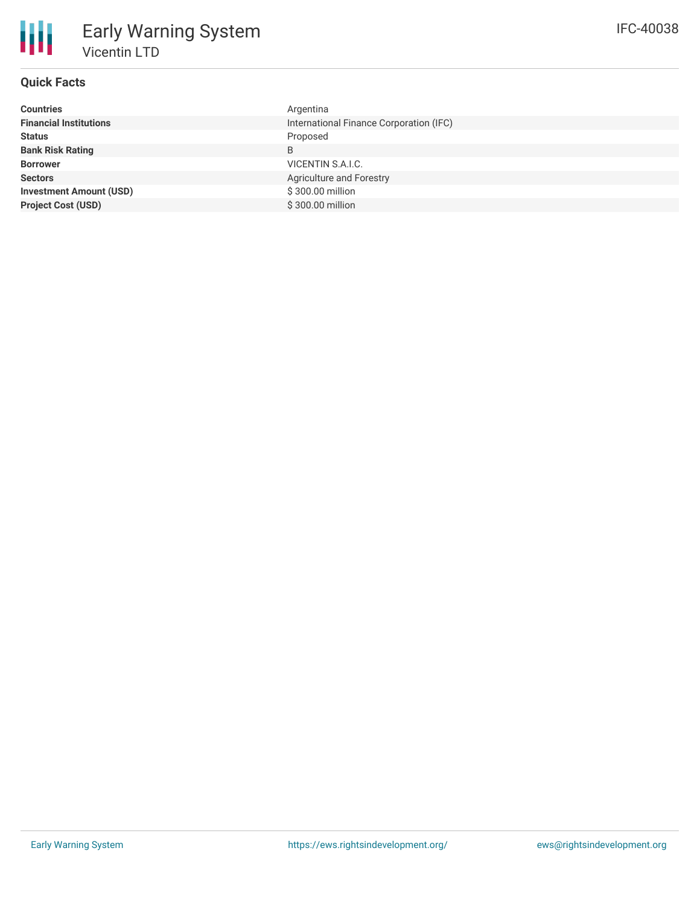# Early Warning System

## Vicentin LTD

IFC-40038

### Quick Facts

| | |
|---|---|
| **Countries** | Argentina |
| **Financial Institutions** | International Finance Corporation (IFC) |
| **Status** | Proposed |
| **Bank Risk Rating** | B |
| **Borrower** | VICENTIN S.A.I.C. |
| **Sectors** | Agriculture and Forestry |
| **Investment Amount (USD)** | $ 300.00 million |
| **Project Cost (USD)** | $ 300.00 million |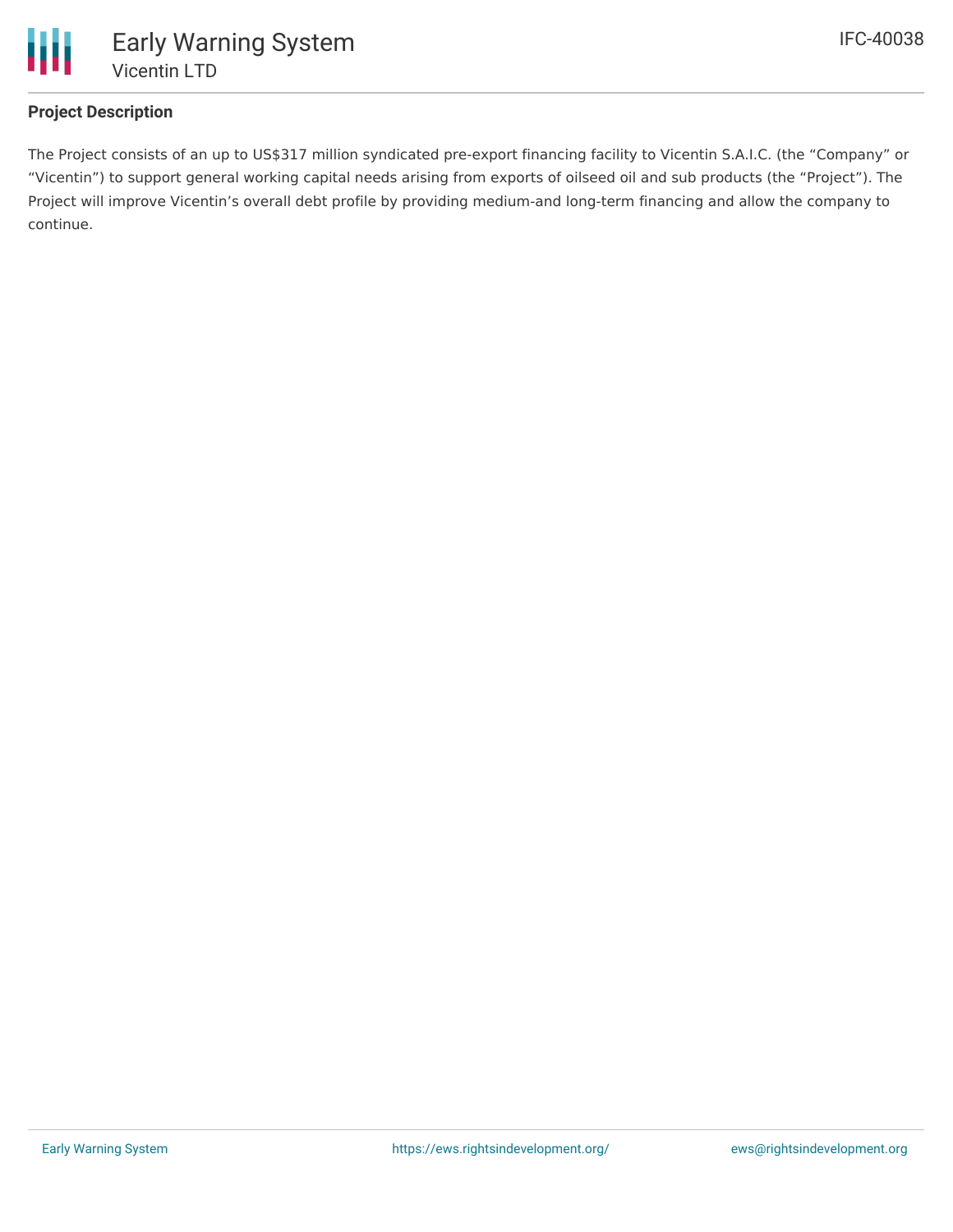### Project Description

The Project consists of an up to US$317 million syndicated pre-export financing facility to Vicentin S.A.I.C. (the “Company” or “Vicentin”) to support general working capital needs arising from exports of oilseed oil and sub products (the “Project”). The Project will improve Vicentin’s overall debt profile by providing medium-and long-term financing and allow the company to continue.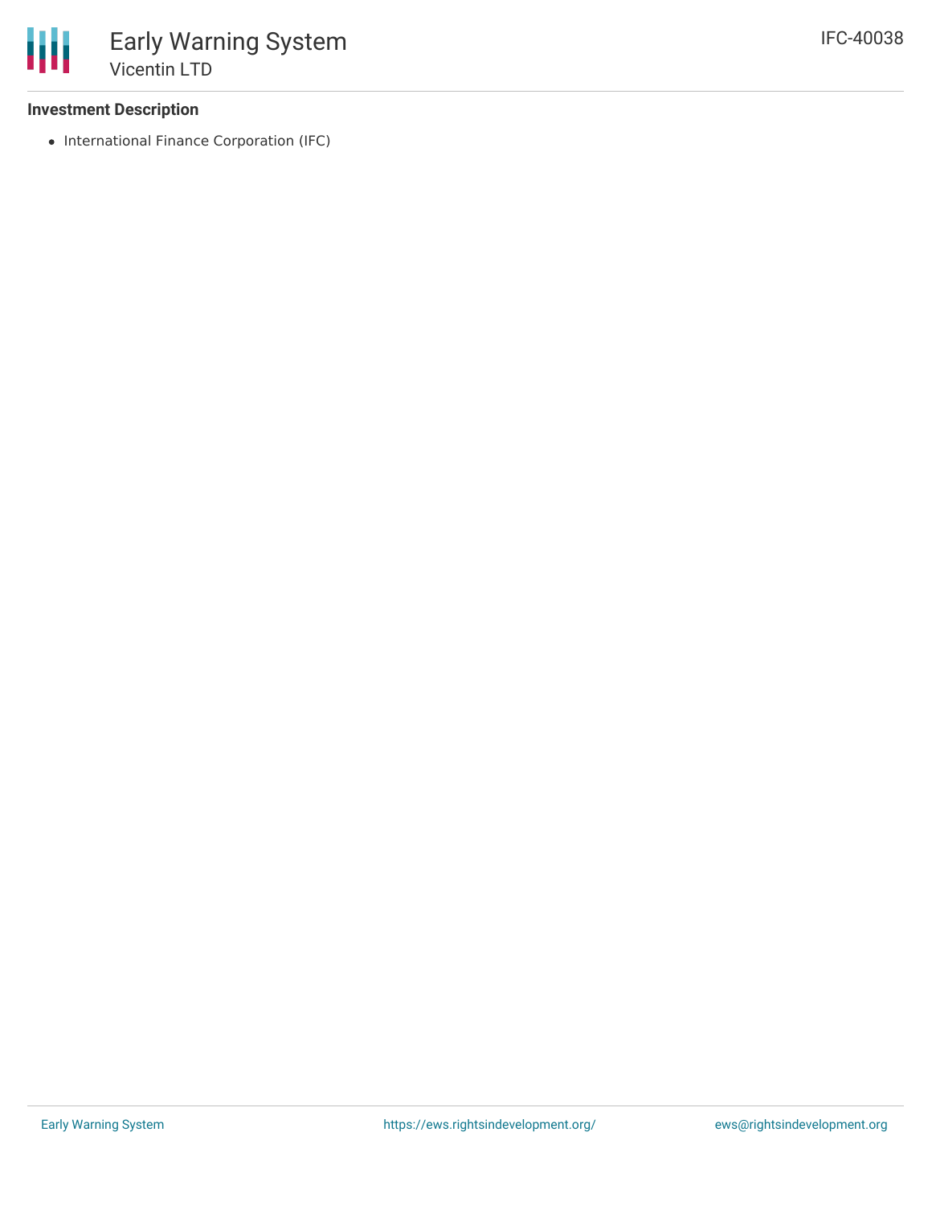**Investment Description**

- International Finance Corporation (IFC)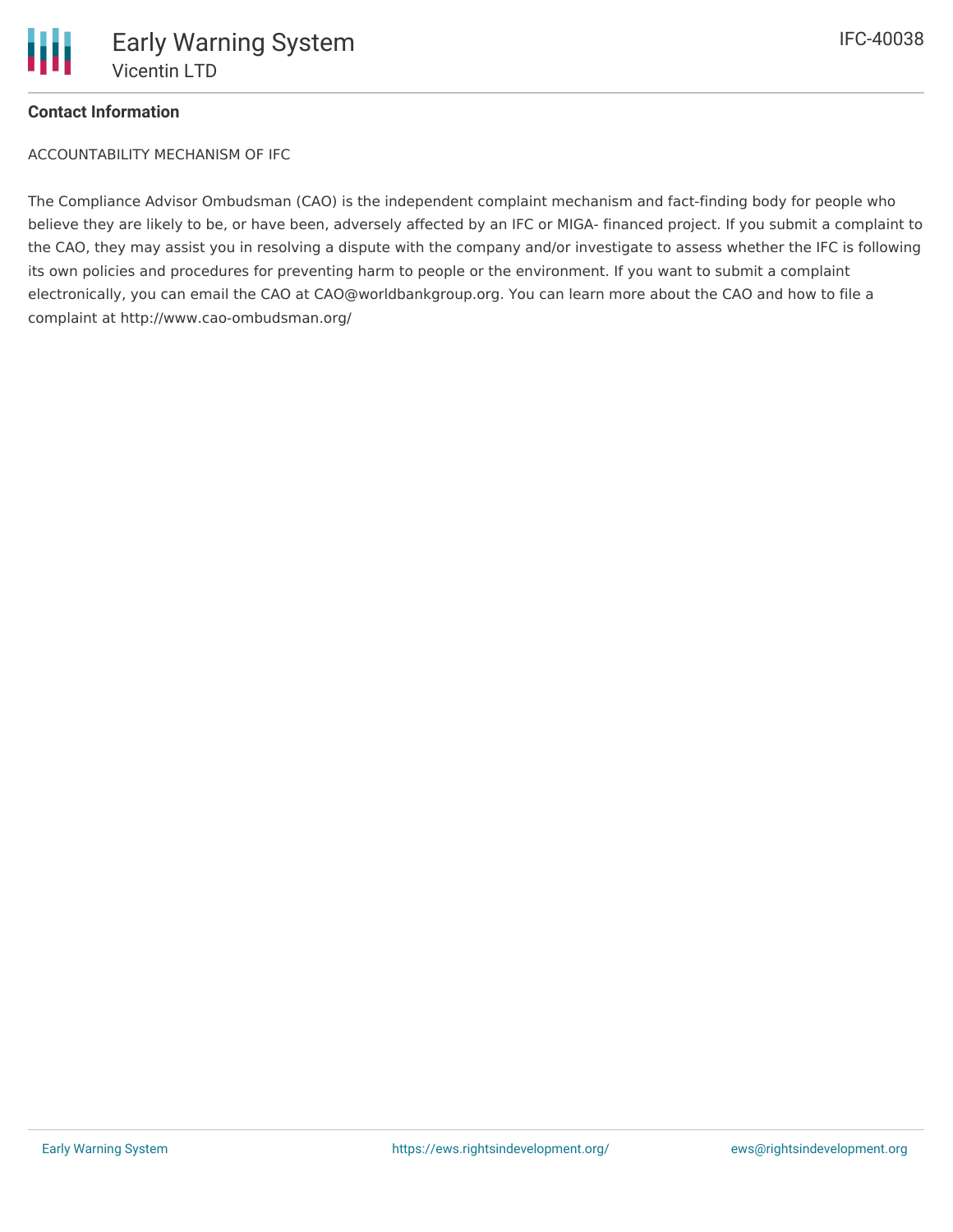**Contact Information**

ACCOUNTABILITY MECHANISM OF IFC

The Compliance Advisor Ombudsman (CAO) is the independent complaint mechanism and fact-finding body for people who believe they are likely to be, or have been, adversely affected by an IFC or MIGA- financed project. If you submit a complaint to the CAO, they may assist you in resolving a dispute with the company and/or investigate to assess whether the IFC is following its own policies and procedures for preventing harm to people or the environment. If you want to submit a complaint electronically, you can email the CAO at CAO@worldbankgroup.org. You can learn more about the CAO and how to file a complaint at http://www.cao-ombudsman.org/